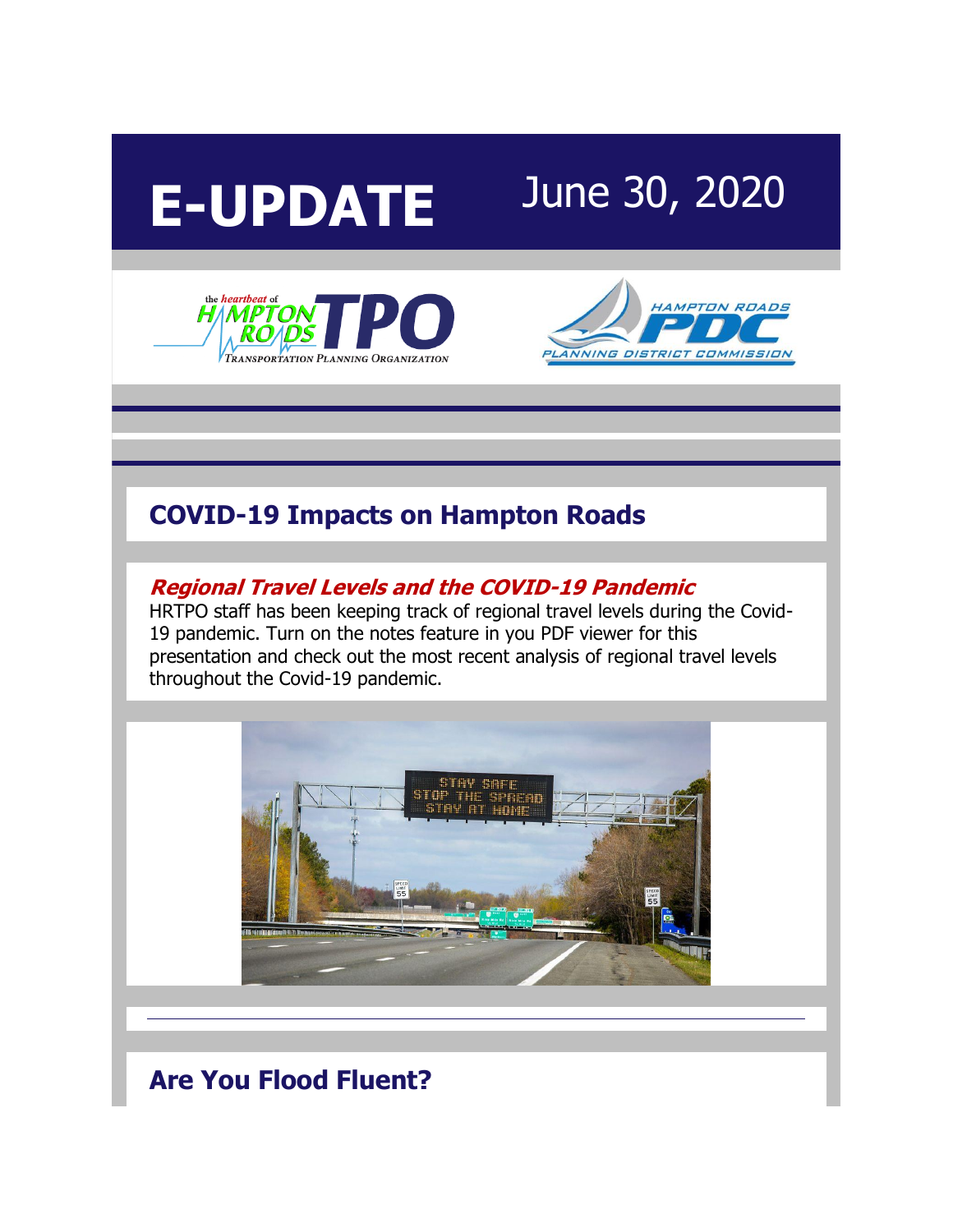# E-UPDATE

June 30, 2020

## COVID-19 Impacts on Hampton Roads

### *Regional Travel Levels and the COVID-19 Pandemic*

HRTPO staff has been keeping track of regional travel levels during the Covid-19 pandemic. Turn on the notes feature in you PDF viewer for this presentation and check out the most recent analysis of regional travel levels throughout the Covid-19 pandemic.

## Are You Flood Fluent?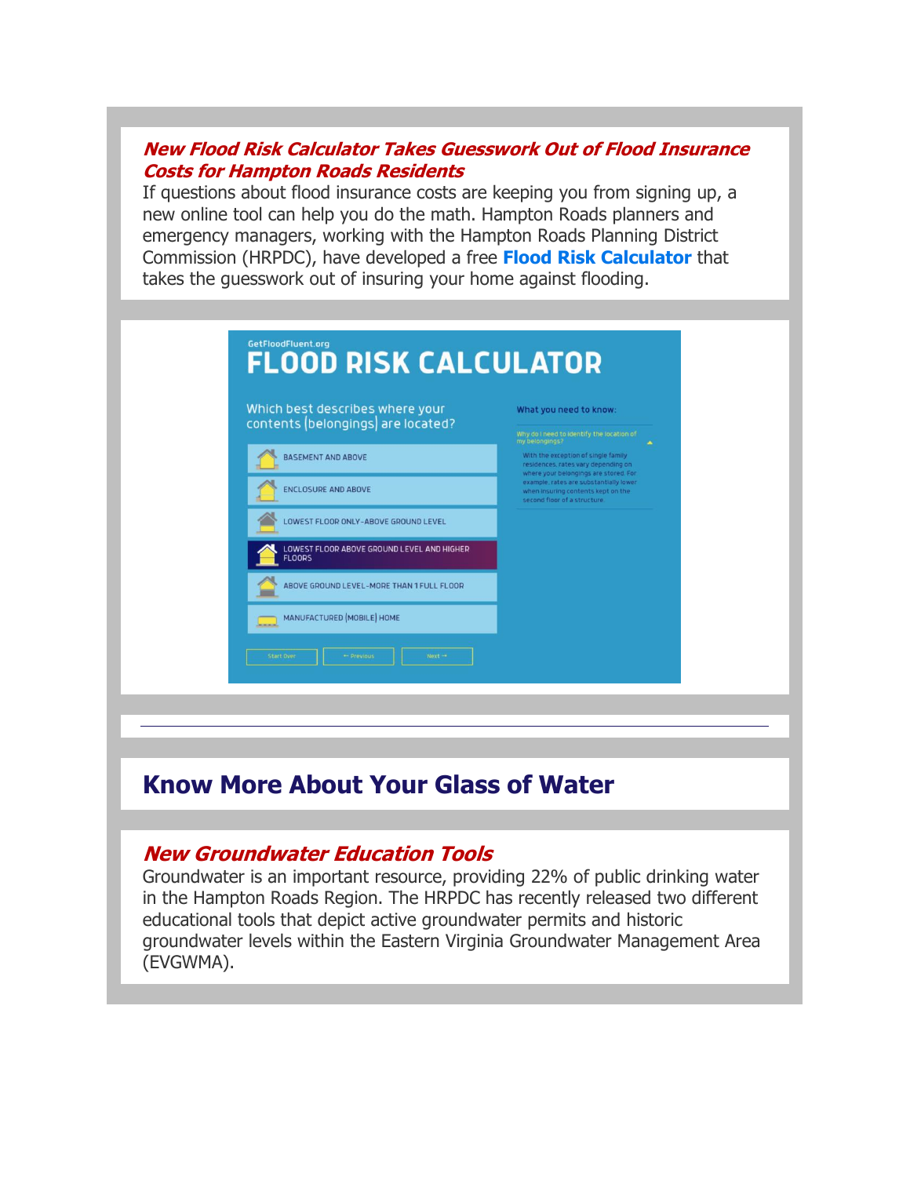### *New Flood Risk Calculator Takes Guesswork Out of Flood Insurance Costs for Hampton Roads Residents*

If questions about flood insurance costs are keeping you from signing up, a new online tool can help you do the math. Hampton Roads planners and emergency managers, working with the Hampton Roads Planning District Commission (HRPDC), have developed a free **Flood Risk Calculator** that takes the guesswork out of insuring your home against flooding.

---

## Know More About Your Glass of Water

### *New Groundwater Education Tools*

Groundwater is an important resource, providing 22% of public drinking water in the Hampton Roads Region. The HRPDC has recently released two different educational tools that depict active groundwater permits and historic groundwater levels within the Eastern Virginia Groundwater Management Area (EVGWMA).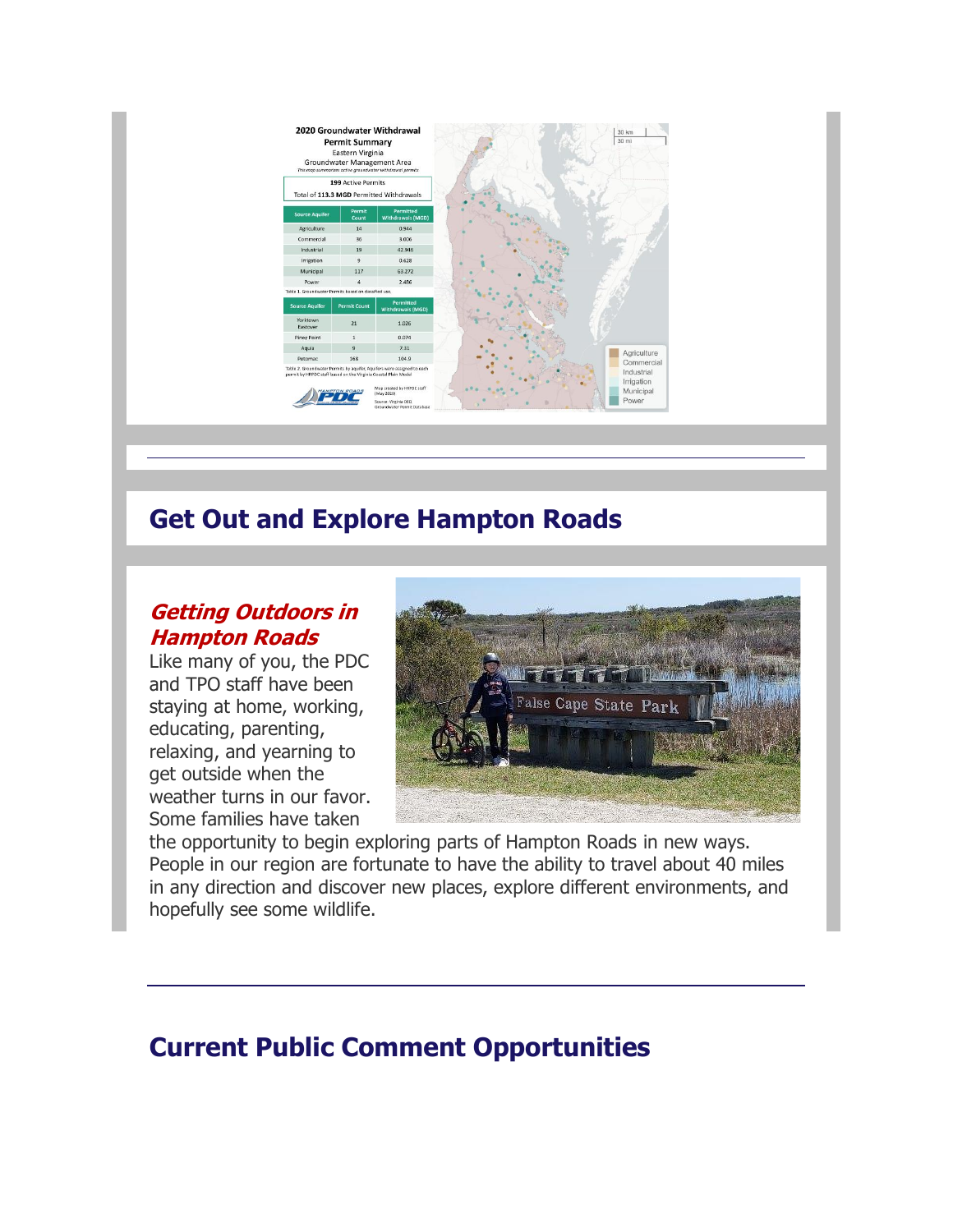## Get Out and Explore Hampton Roads

### ***Getting Outdoors in Hampton Roads***

Like many of you, the PDC and TPO staff have been staying at home, working, educating, parenting, relaxing, and yearning to get outside when the weather turns in our favor. Some families have taken the opportunity to begin exploring parts of Hampton Roads in new ways. People in our region are fortunate to have the ability to travel about 40 miles in any direction and discover new places, explore different environments, and hopefully see some wildlife.

---

## Current Public Comment Opportunities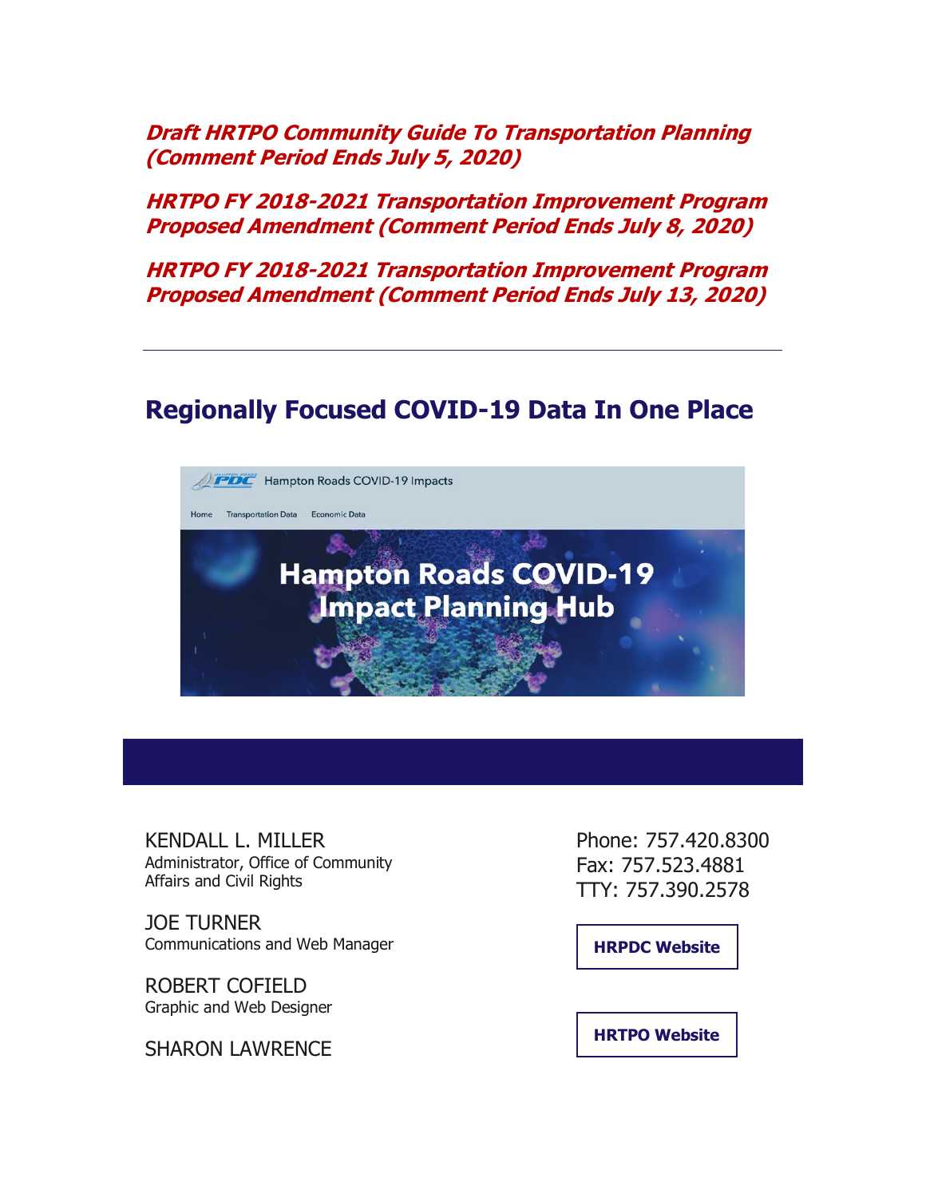*Draft HRTPO Community Guide To Transportation Planning (Comment Period Ends July 5, 2020)*

*HRTPO FY 2018-2021 Transportation Improvement Program Proposed Amendment (Comment Period Ends July 8, 2020)*

*HRTPO FY 2018-2021 Transportation Improvement Program Proposed Amendment (Comment Period Ends July 13, 2020)*

---

## Regionally Focused COVID-19 Data In One Place

Hampton Roads COVID-19 Impacts

Home Transportation Data Economic Data

**Hampton Roads COVID-19 Impact Planning Hub**

---

KENDALL L. MILLER
Administrator, Office of Community Affairs and Civil Rights

JOE TURNER
Communications and Web Manager

ROBERT COFIELD
Graphic and Web Designer

SHARON LAWRENCE

Phone: 757.420.8300
Fax: 757.523.4881
TTY: 757.390.2578

**HRPDC Website**

**HRTPO Website**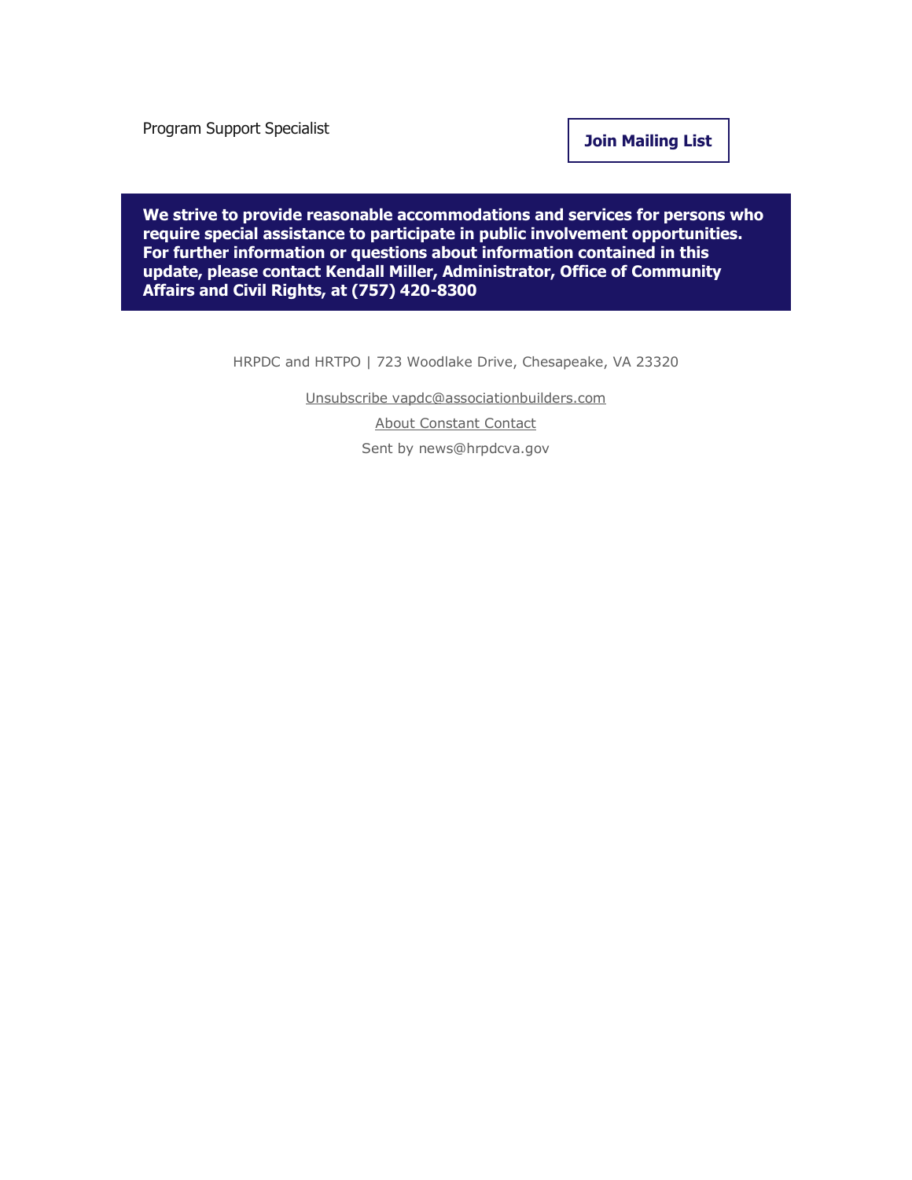Program Support Specialist

**Join Mailing List**

**We strive to provide reasonable accommodations and services for persons who require special assistance to participate in public involvement opportunities. For further information or questions about information contained in this update, please contact Kendall Miller, Administrator, Office of Community Affairs and Civil Rights, at (757) 420-8300**

HRPDC and HRTPO | 723 Woodlake Drive, Chesapeake, VA 23320

Unsubscribe vapdc@associationbuilders.com

About Constant Contact

Sent by news@hrpdcva.gov